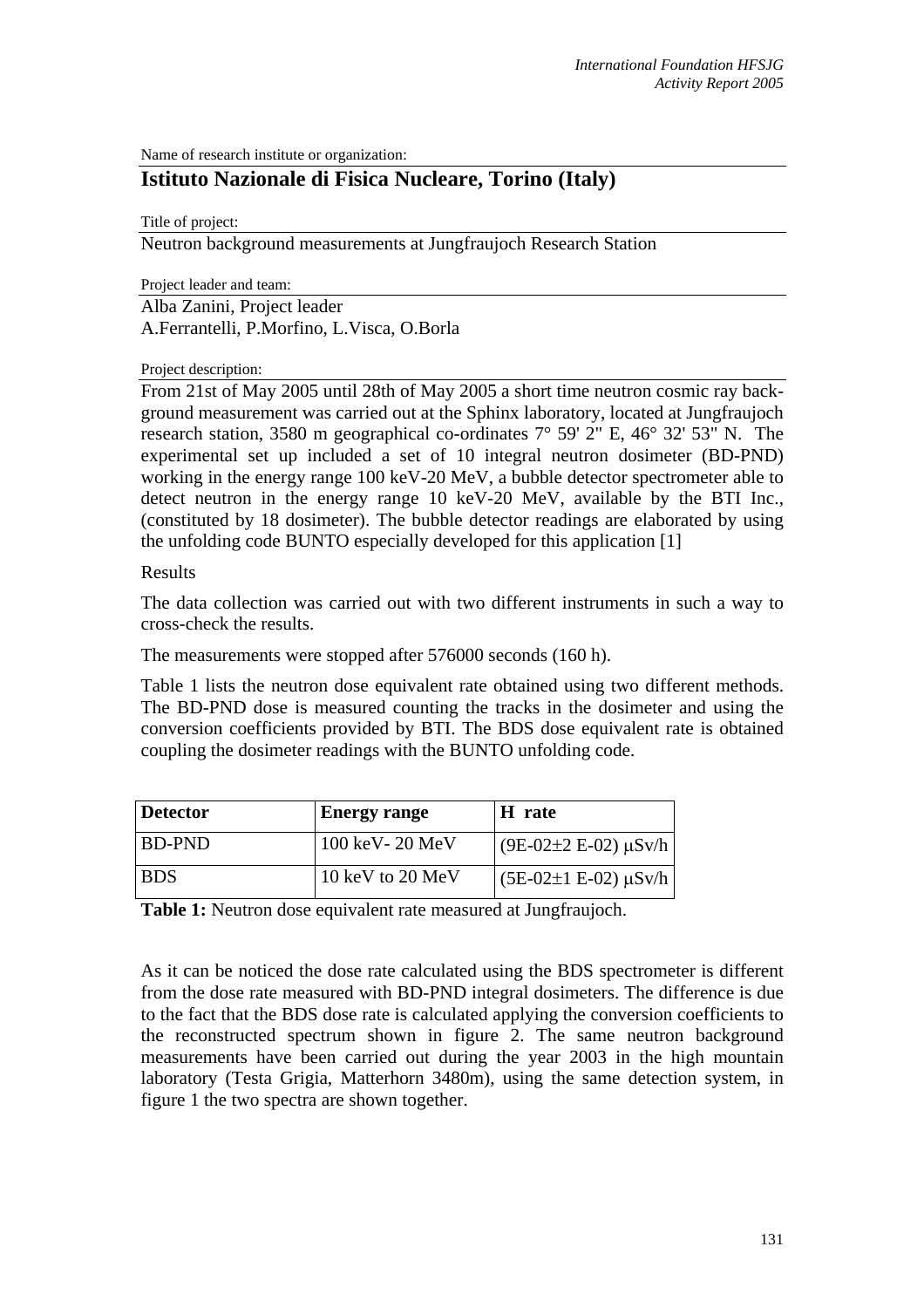Name of research institute or organization:

# Istituto Nazionale di Fisica Nucleare, Torino (Italy)

Title of project:

Neutron background measurements at Jungfraujoch Research Station

Project leader and team:

Alba Zanini, Project leader
A.Ferrantelli, P.Morfino, L.Visca, O.Borla

Project description:

From 21st of May 2005 until 28th of May 2005 a short time neutron cosmic ray background measurement was carried out at the Sphinx laboratory, located at Jungfraujoch research station, 3580 m geographical co-ordinates 7° 59' 2" E, 46° 32' 53" N. The experimental set up included a set of 10 integral neutron dosimeter (BD-PND) working in the energy range 100 keV-20 MeV, a bubble detector spectrometer able to detect neutron in the energy range 10 keV-20 MeV, available by the BTI Inc., (constituted by 18 dosimeter). The bubble detector readings are elaborated by using the unfolding code BUNTO especially developed for this application [1]

Results

The data collection was carried out with two different instruments in such a way to cross-check the results.

The measurements were stopped after 576000 seconds (160 h).

Table 1 lists the neutron dose equivalent rate obtained using two different methods. The BD-PND dose is measured counting the tracks in the dosimeter and using the conversion coefficients provided by BTI. The BDS dose equivalent rate is obtained coupling the dosimeter readings with the BUNTO unfolding code.

| Detector | Energy range | H rate |
|---|---|---|
| BD-PND | 100 keV- 20 MeV | (9E-02±2 E-02) μSv/h |
| BDS | 10 keV to 20 MeV | (5E-02±1 E-02) μSv/h |

**Table 1:** Neutron dose equivalent rate measured at Jungfraujoch.

As it can be noticed the dose rate calculated using the BDS spectrometer is different from the dose rate measured with BD-PND integral dosimeters. The difference is due to the fact that the BDS dose rate is calculated applying the conversion coefficients to the reconstructed spectrum shown in figure 2. The same neutron background measurements have been carried out during the year 2003 in the high mountain laboratory (Testa Grigia, Matterhorn 3480m), using the same detection system, in figure 1 the two spectra are shown together.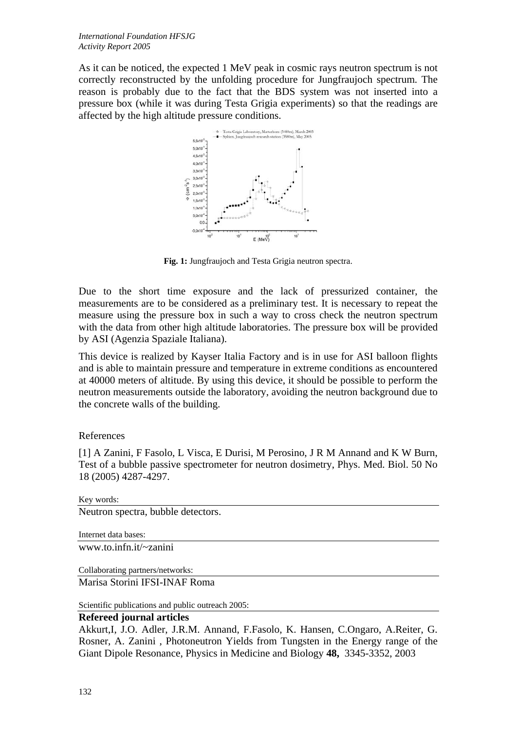As it can be noticed, the expected 1 MeV peak in cosmic rays neutron spectrum is not correctly reconstructed by the unfolding procedure for Jungfraujoch spectrum. The reason is probably due to the fact that the BDS system was not inserted into a pressure box (while it was during Testa Grigia experiments) so that the readings are affected by the high altitude pressure conditions.

**Fig. 1:** Jungfraujoch and Testa Grigia neutron spectra.

Due to the short time exposure and the lack of pressurized container, the measurements are to be considered as a preliminary test. It is necessary to repeat the measure using the pressure box in such a way to cross check the neutron spectrum with the data from other high altitude laboratories. The pressure box will be provided by ASI (Agenzia Spaziale Italiana).

This device is realized by Kayser Italia Factory and is in use for ASI balloon flights and is able to maintain pressure and temperature in extreme conditions as encountered at 40000 meters of altitude. By using this device, it should be possible to perform the neutron measurements outside the laboratory, avoiding the neutron background due to the concrete walls of the building.

References

[1] A Zanini, F Fasolo, L Visca, E Durisi, M Perosino, J R M Annand and K W Burn, Test of a bubble passive spectrometer for neutron dosimetry, Phys. Med. Biol. 50 No 18 (2005) 4287-4297.

Key words:

Neutron spectra, bubble detectors.

Internet data bases:

www.to.infn.it/~zanini

Collaborating partners/networks:

Marisa Storini IFSI-INAF Roma

Scientific publications and public outreach 2005:

**Refereed journal articles**

Akkurt,I, J.O. Adler, J.R.M. Annand, F.Fasolo, K. Hansen, C.Ongaro, A.Reiter, G. Rosner, A. Zanini , Photoneutron Yields from Tungsten in the Energy range of the Giant Dipole Resonance, Physics in Medicine and Biology **48,** 3345-3352, 2003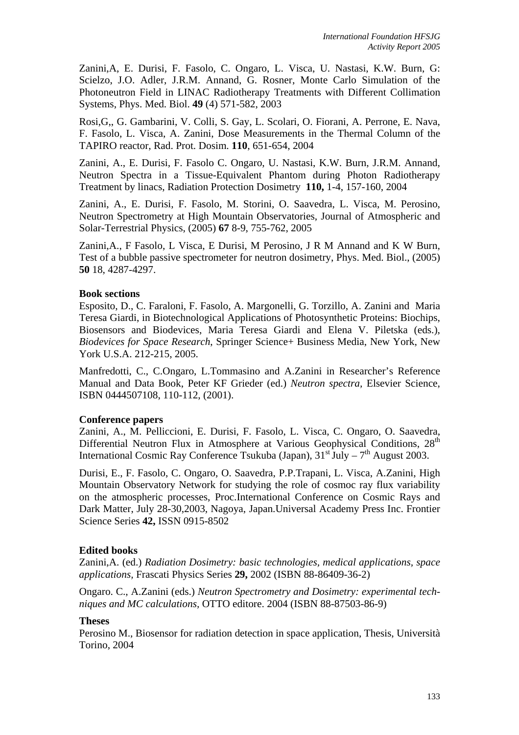Zanini,A, E. Durisi, F. Fasolo, C. Ongaro, L. Visca, U. Nastasi, K.W. Burn, G: Scielzo, J.O. Adler, J.R.M. Annand, G. Rosner, Monte Carlo Simulation of the Photoneutron Field in LINAC Radiotherapy Treatments with Different Collimation Systems, Phys. Med. Biol. **49** (4) 571-582, 2003

Rosi,G,, G. Gambarini, V. Colli, S. Gay, L. Scolari, O. Fiorani, A. Perrone, E. Nava, F. Fasolo, L. Visca, A. Zanini, Dose Measurements in the Thermal Column of the TAPIRO reactor, Rad. Prot. Dosim. **110**, 651-654, 2004

Zanini, A., E. Durisi, F. Fasolo C. Ongaro, U. Nastasi, K.W. Burn, J.R.M. Annand, Neutron Spectra in a Tissue-Equivalent Phantom during Photon Radiotherapy Treatment by linacs, Radiation Protection Dosimetry **110,** 1-4, 157-160, 2004

Zanini, A., E. Durisi, F. Fasolo, M. Storini, O. Saavedra, L. Visca, M. Perosino, Neutron Spectrometry at High Mountain Observatories, Journal of Atmospheric and Solar-Terrestrial Physics, (2005) **67** 8-9, 755-762, 2005

Zanini,A., F Fasolo, L Visca, E Durisi, M Perosino, J R M Annand and K W Burn, Test of a bubble passive spectrometer for neutron dosimetry, Phys. Med. Biol., (2005) **50** 18, 4287-4297.

**Book sections**

Esposito, D., C. Faraloni, F. Fasolo, A. Margonelli, G. Torzillo, A. Zanini and Maria Teresa Giardi, in Biotechnological Applications of Photosynthetic Proteins: Biochips, Biosensors and Biodevices, Maria Teresa Giardi and Elena V. Piletska (eds.), *Biodevices for Space Research*, Springer Science+ Business Media, New York, New York U.S.A. 212-215, 2005.

Manfredotti, C., C.Ongaro, L.Tommasino and A.Zanini in Researcher's Reference Manual and Data Book, Peter KF Grieder (ed.) *Neutron spectra,* Elsevier Science, ISBN 0444507108, 110-112, (2001).

**Conference papers**

Zanini, A., M. Pelliccioni, E. Durisi, F. Fasolo, L. Visca, C. Ongaro, O. Saavedra, Differential Neutron Flux in Atmosphere at Various Geophysical Conditions, 28th International Cosmic Ray Conference Tsukuba (Japan), 31st July – 7th August 2003.

Durisi, E., F. Fasolo, C. Ongaro, O. Saavedra, P.P.Trapani, L. Visca, A.Zanini, High Mountain Observatory Network for studying the role of cosmoc ray flux variability on the atmospheric processes, Proc.International Conference on Cosmic Rays and Dark Matter, July 28-30,2003, Nagoya, Japan.Universal Academy Press Inc. Frontier Science Series **42,** ISSN 0915-8502

**Edited books**

Zanini,A. (ed.) *Radiation Dosimetry: basic technologies, medical applications, space applications,* Frascati Physics Series **29,** 2002 (ISBN 88-86409-36-2)

Ongaro. C., A.Zanini (eds.) *Neutron Spectrometry and Dosimetry: experimental techniques and MC calculations*, OTTO editore. 2004 (ISBN 88-87503-86-9)

**Theses**

Perosino M., Biosensor for radiation detection in space application, Thesis, Università Torino, 2004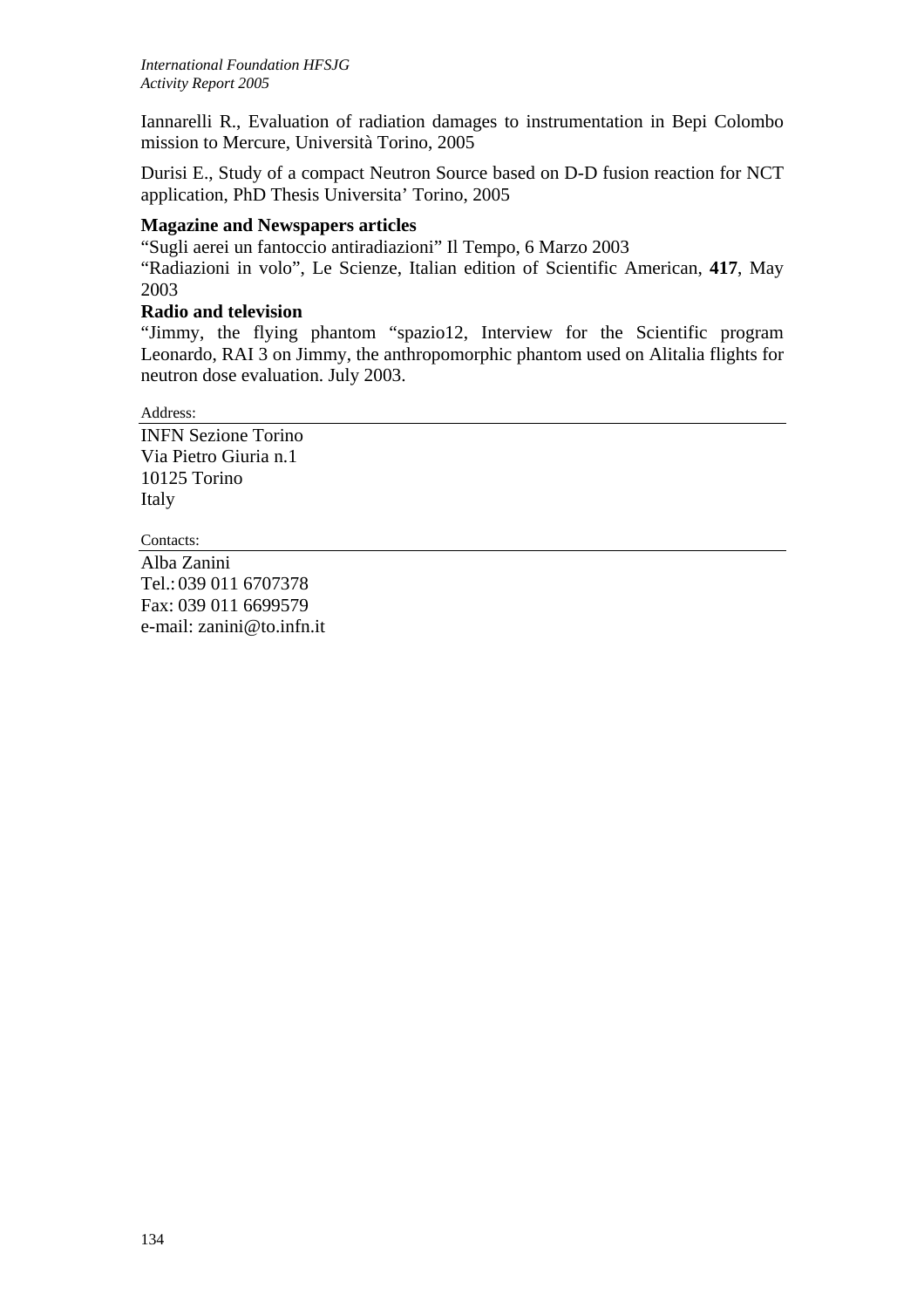Iannarelli R., Evaluation of radiation damages to instrumentation in Bepi Colombo mission to Mercure, Università Torino, 2005

Durisi E., Study of a compact Neutron Source based on D-D fusion reaction for NCT application, PhD Thesis Universita' Torino, 2005

**Magazine and Newspapers articles**

"Sugli aerei un fantoccio antiradiazioni" Il Tempo, 6 Marzo 2003

"Radiazioni in volo", Le Scienze, Italian edition of Scientific American, **417**, May 2003

**Radio and television**

"Jimmy, the flying phantom "spazio12, Interview for the Scientific program Leonardo, RAI 3 on Jimmy, the anthropomorphic phantom used on Alitalia flights for neutron dose evaluation. July 2003.

Address:

INFN Sezione Torino
Via Pietro Giuria n.1
10125 Torino
Italy

Contacts:

Alba Zanini
Tel.: 039 011 6707378
Fax: 039 011 6699579
e-mail: zanini@to.infn.it